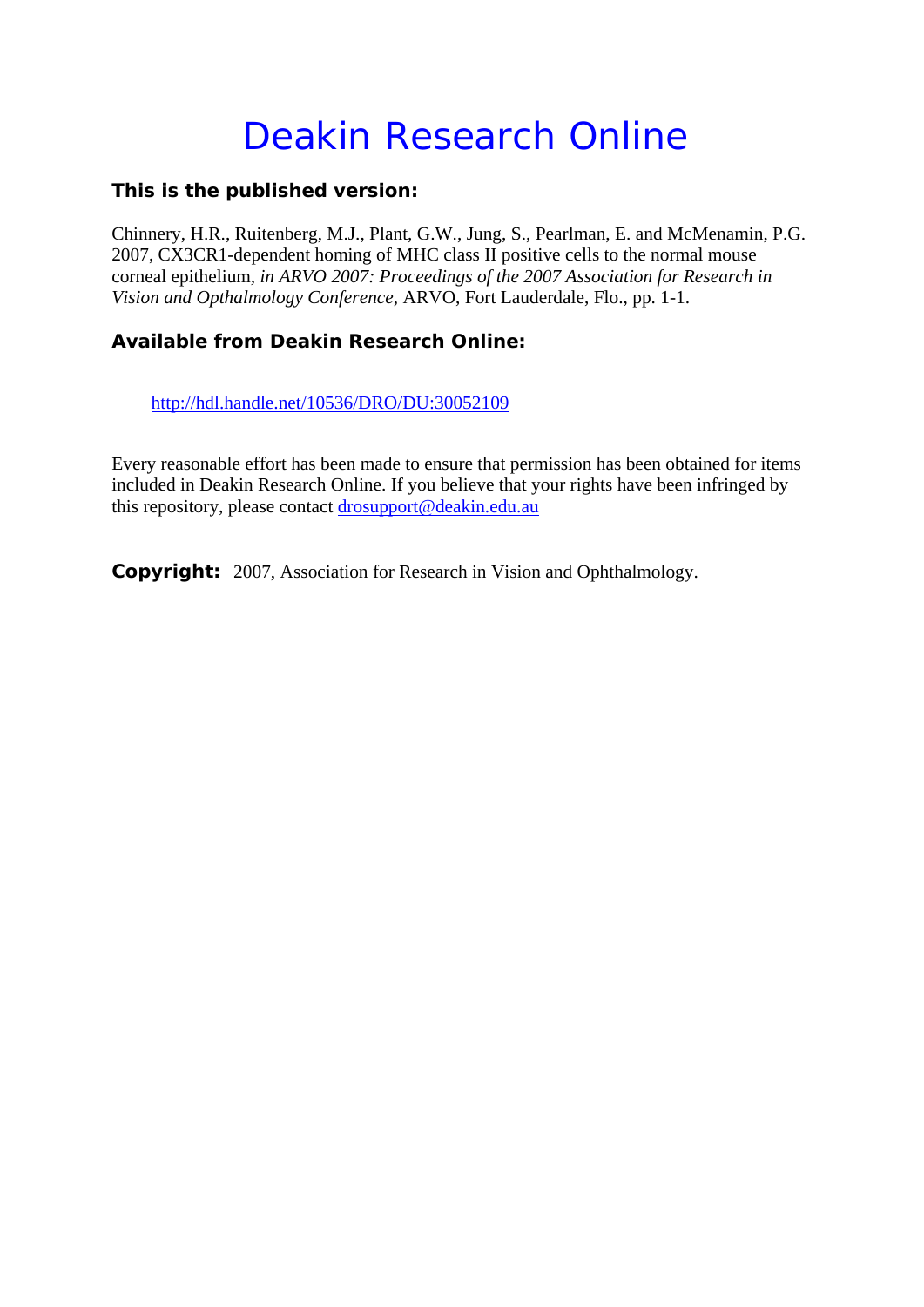# Deakin Research Online

### This is the published version:

Chinnery, H.R., Ruitenberg, M.J., Plant, G.W., Jung, S., Pearlman, E. and McMenamin, P.G. 2007, CX3CR1-dependent homing of MHC class II positive cells to the normal mouse corneal epithelium, *in ARVO 2007: Proceedings of the 2007 Association for Research in Vision and Opthalmology Conference*, ARVO, Fort Lauderdale, Flo., pp. 1-1.

### Available from Deakin Research Online:

http://hdl.handle.net/10536/DRO/DU:30052109

Every reasonable effort has been made to ensure that permission has been obtained for items included in Deakin Research Online. If you believe that your rights have been infringed by this repository, please contact drosupport@deakin.edu.au

**Copyright:** 2007, Association for Research in Vision and Ophthalmology.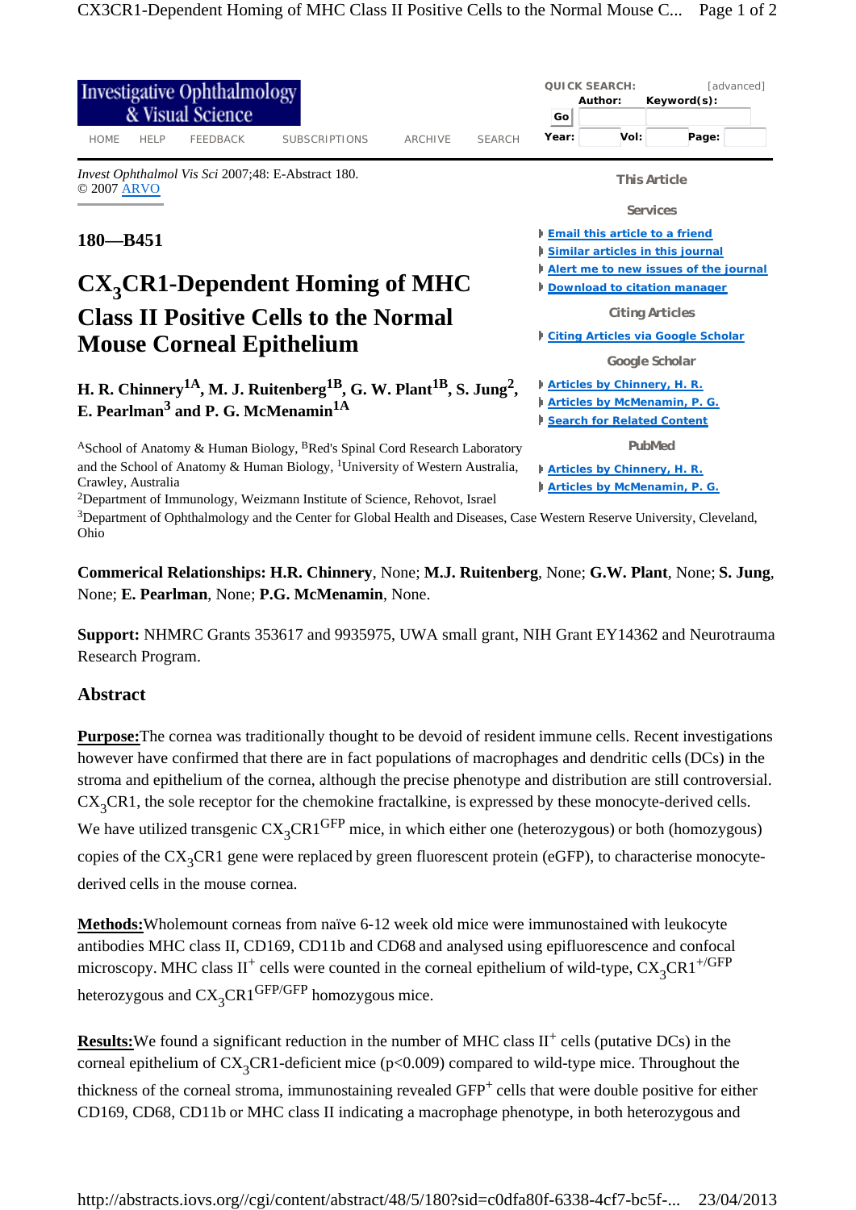*Invest Ophthalmol Vis Sci* 2007;48: E-Abstract 180.
© 2007 ARVO

**180—B451**

# $CX_3CR1$-Dependent Homing of MHC Class II Positive Cells to the Normal Mouse Corneal Epithelium

**H. R. Chinnery[1A], M. J. Ruitenberg[1B], G. W. Plant[1B], S. Jung[2], E. Pearlman[3] and P. G. McMenamin[1A]**

[A]School of Anatomy & Human Biology, [B]Red's Spinal Cord Research Laboratory and the School of Anatomy & Human Biology, [1]University of Western Australia, Crawley, Australia
[2]Department of Immunology, Weizmann Institute of Science, Rehovot, Israel
[3]Department of Ophthalmology and the Center for Global Health and Diseases, Case Western Reserve University, Cleveland, Ohio

**Commerical Relationships: H.R. Chinnery**, None; **M.J. Ruitenberg**, None; **G.W. Plant**, None; **S. Jung**, None; **E. Pearlman**, None; **P.G. McMenamin**, None.

**Support:** NHMRC Grants 353617 and 9935975, UWA small grant, NIH Grant EY14362 and Neurotrauma Research Program.

## Abstract

**Purpose:** The cornea was traditionally thought to be devoid of resident immune cells. Recent investigations however have confirmed that there are in fact populations of macrophages and dendritic cells (DCs) in the stroma and epithelium of the cornea, although the precise phenotype and distribution are still controversial. $CX_3CR1$, the sole receptor for the chemokine fractalkine, is expressed by these monocyte-derived cells. We have utilized transgenic $CX_3CR1^{GFP}$ mice, in which either one (heterozygous) or both (homozygous) copies of the $CX_3CR1$ gene were replaced by green fluorescent protein (eGFP), to characterise monocyte-derived cells in the mouse cornea.

**Methods:** Wholemount corneas from naïve 6-12 week old mice were immunostained with leukocyte antibodies MHC class II, CD169, CD11b and CD68 and analysed using epifluorescence and confocal microscopy. MHC class $II^+$ cells were counted in the corneal epithelium of wild-type, $CX_3CR1^{+/GFP}$ heterozygous and $CX_3CR1^{GFP/GFP}$ homozygous mice.

**Results:** We found a significant reduction in the number of MHC class $II^+$ cells (putative DCs) in the corneal epithelium of $CX_3CR1$-deficient mice ($p<0.009$) compared to wild-type mice. Throughout the thickness of the corneal stroma, immunostaining revealed $GFP^+$ cells that were double positive for either CD169, CD68, CD11b or MHC class II indicating a macrophage phenotype, in both heterozygous and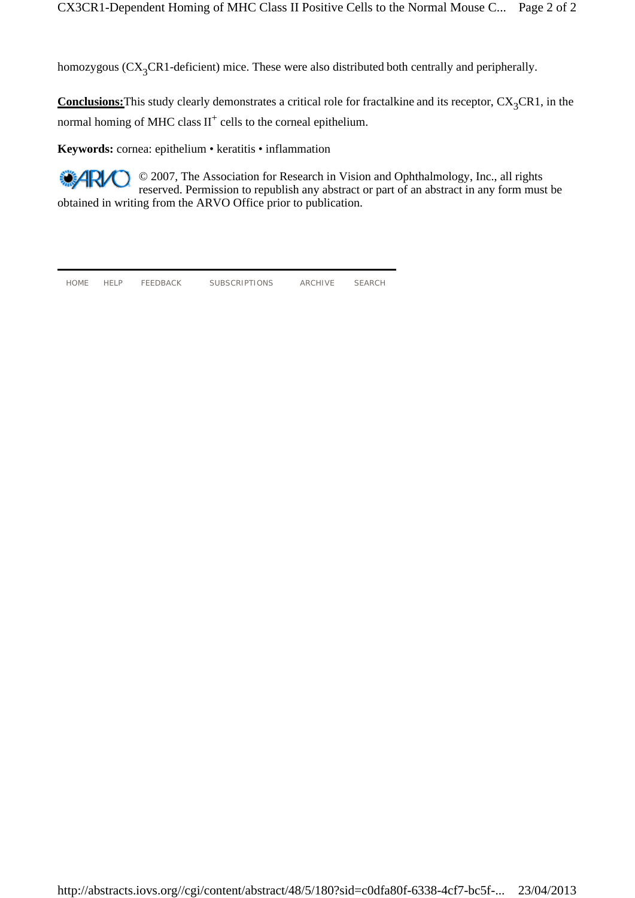homozygous ($CX_3CR1$-deficient) mice. These were also distributed both centrally and peripherally.

**Conclusions:** This study clearly demonstrates a critical role for fractalkine and its receptor, $CX_3CR1$, in the normal homing of MHC class $II^+$ cells to the corneal epithelium.

**Keywords:** cornea: epithelium • keratitis • inflammation

© 2007, The Association for Research in Vision and Ophthalmology, Inc., all rights reserved. Permission to republish any abstract or part of an abstract in any form must be obtained in writing from the ARVO Office prior to publication.

HOME HELP FEEDBACK SUBSCRIPTIONS ARCHIVE SEARCH